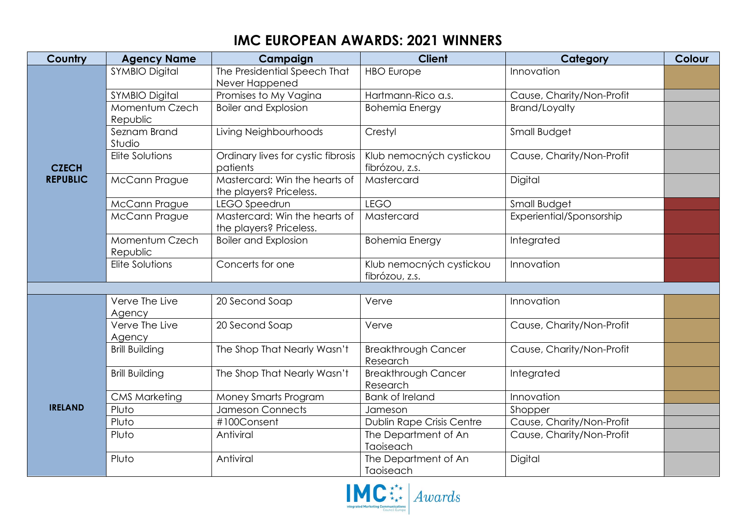# IMC EUROPEAN AWARDS: 2021 WINNERS

| Country | Agency Name | Campaign | Client | Category | Colour |
|---|---|---|---|---|---|
| **CZECH REPUBLIC** | SYMBIO Digital | The Presidential Speech That Never Happened | HBO Europe | Innovation | |
| | SYMBIO Digital | Promises to My Vagina | Hartmann-Rico a.s. | Cause, Charity/Non-Profit | |
| | Momentum Czech Republic | Boiler and Explosion | Bohemia Energy | Brand/Loyalty | |
| | Seznam Brand Studio | Living Neighbourhoods | Crestyl | Small Budget | |
| | Elite Solutions | Ordinary lives for cystic fibrosis patients | Klub nemocných cystickou fibrózou, z.s. | Cause, Charity/Non-Profit | |
| | McCann Prague | Mastercard: Win the hearts of the players? Priceless. | Mastercard | Digital | |
| | McCann Prague | LEGO Speedrun | LEGO | Small Budget | |
| | McCann Prague | Mastercard: Win the hearts of the players? Priceless. | Mastercard | Experiential/Sponsorship | |
| | Momentum Czech Republic | Boiler and Explosion | Bohemia Energy | Integrated | |
| | Elite Solutions | Concerts for one | Klub nemocných cystickou fibrózou, z.s. | Innovation | |
| | | | | | |
| **IRELAND** | Verve The Live Agency | 20 Second Soap | Verve | Innovation | |
| | Verve The Live Agency | 20 Second Soap | Verve | Cause, Charity/Non-Profit | |
| | Brill Building | The Shop That Nearly Wasn't | Breakthrough Cancer Research | Cause, Charity/Non-Profit | |
| | Brill Building | The Shop That Nearly Wasn't | Breakthrough Cancer Research | Integrated | |
| | CMS Marketing | Money Smarts Program | Bank of Ireland | Innovation | |
| | Pluto | Jameson Connects | Jameson | Shopper | |
| | Pluto | #100Consent | Dublin Rape Crisis Centre | Cause, Charity/Non-Profit | |
| | Pluto | Antiviral | The Department of An Taoiseach | Cause, Charity/Non-Profit | |
| | Pluto | Antiviral | The Department of An Taoiseach | Digital | |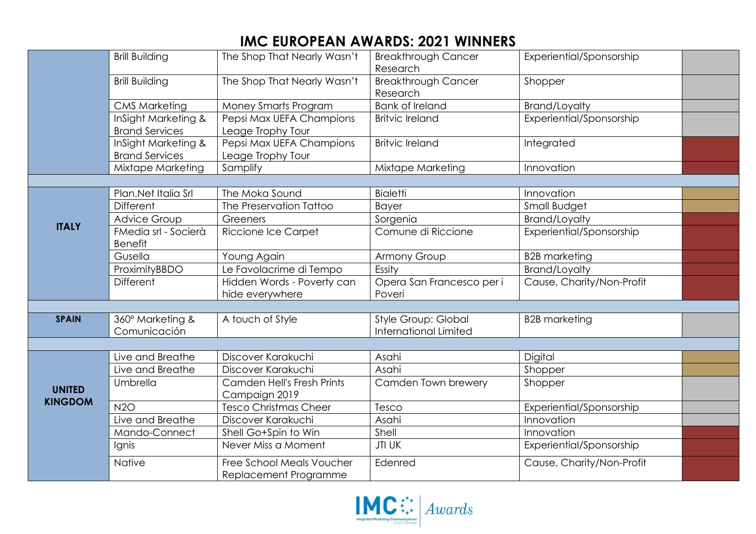# IMC EUROPEAN AWARDS: 2021 WINNERS

| Country | Agency | Campaign | Client | Category | Award |
|---|---|---|---|---|---|
| | Brill Building | The Shop That Nearly Wasn't | Breakthrough Cancer Research | Experiential/Sponsorship | |
| | Brill Building | The Shop That Nearly Wasn't | Breakthrough Cancer Research | Shopper | |
| | CMS Marketing | Money Smarts Program | Bank of Ireland | Brand/Loyalty | |
| | InSight Marketing & Brand Services | Pepsi Max UEFA Champions Leage Trophy Tour | Britvic Ireland | Experiential/Sponsorship | |
| | InSight Marketing & Brand Services | Pepsi Max UEFA Champions Leage Trophy Tour | Britvic Ireland | Integrated | |
| | Mixtape Marketing | Samplify | Mixtape Marketing | Innovation | |
| **ITALY** | Plan.Net Italia Srl | The Moka Sound | Bialetti | Innovation | |
| | Different | The Preservation Tattoo | Bayer | Small Budget | |
| | Advice Group | Greeners | Sorgenia | Brand/Loyalty | |
| | FMedia srl - Socierà Benefit | Riccione Ice Carpet | Comune di Riccione | Experiential/Sponsorship | |
| | Gusella | Young Again | Armony Group | B2B marketing | |
| | ProximityBBDO | Le Favolacrime di Tempo | Essity | Brand/Loyalty | |
| | Different | Hidden Words - Poverty can hide everywhere | Opera San Francesco per i Poveri | Cause, Charity/Non-Profit | |
| **SPAIN** | 360° Marketing & Comunicación | A touch of Style | Style Group: Global International Limited | B2B marketing | |
| **UNITED KINGDOM** | Live and Breathe | Discover Karakuchi | Asahi | Digital | |
| | Live and Breathe | Discover Karakuchi | Asahi | Shopper | |
| | Umbrella | Camden Hell's Fresh Prints Campaign 2019 | Camden Town brewery | Shopper | |
| | N2O | Tesco Christmas Cheer | Tesco | Experiential/Sponsorship | |
| | Live and Breathe | Discover Karakuchi | Asahi | Innovation | |
| | Mando-Connect | Shell Go+Spin to Win | Shell | Innovation | |
| | Ignis | Never Miss a Moment | JTI UK | Experiential/Sponsorship | |
| | Native | Free School Meals Voucher Replacement Programme | Edenred | Cause, Charity/Non-Profit | |

IMC Awards – Integrated Marketing Communications Council Europe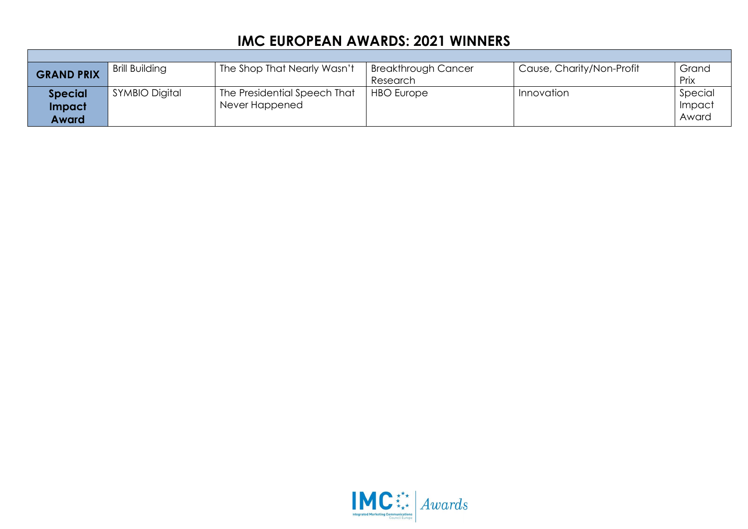# IMC EUROPEAN AWARDS: 2021 WINNERS

| | | | | | |
|---|---|---|---|---|---|
| **GRAND PRIX** | Brill Building | The Shop That Nearly Wasn't | Breakthrough Cancer Research | Cause, Charity/Non-Profit | Grand Prix |
| **Special Impact Award** | SYMBIO Digital | The Presidential Speech That Never Happened | HBO Europe | Innovation | Special Impact Award |